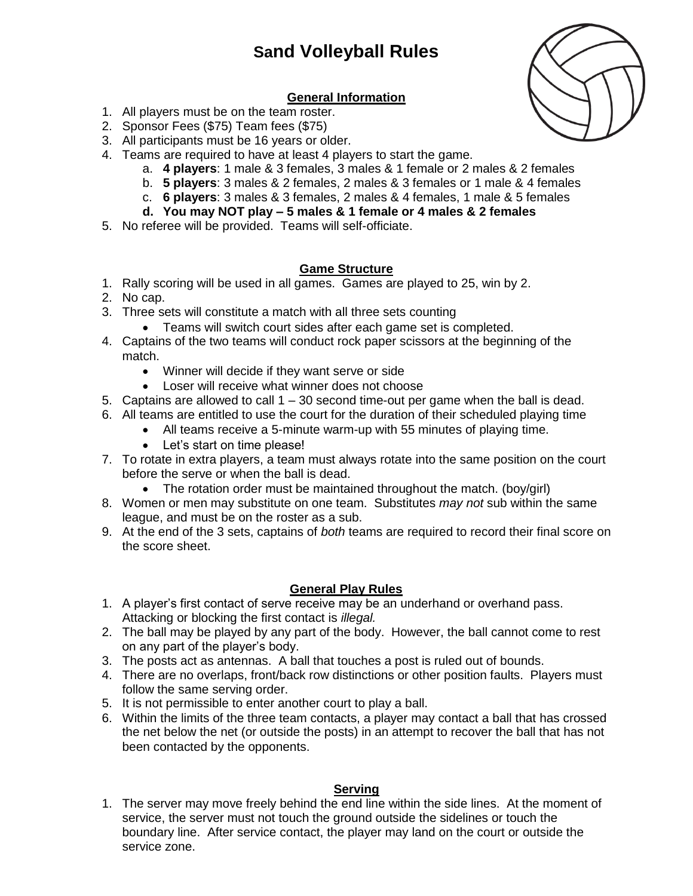# Sand Volleyball Rules

## General Information

1. All players must be on the team roster.
2. Sponsor Fees ($75) Team fees ($75)
3. All participants must be 16 years or older.
4. Teams are required to have at least 4 players to start the game.
   a. **4 players**: 1 male & 3 females, 3 males & 1 female or 2 males & 2 females
   b. **5 players**: 3 males & 2 females, 2 males & 3 females or 1 male & 4 females
   c. **6 players**: 3 males & 3 females, 2 males & 4 females, 1 male & 5 females
   d. **You may NOT play – 5 males & 1 female or 4 males & 2 females**
5. No referee will be provided. Teams will self-officiate.

## Game Structure

1. Rally scoring will be used in all games. Games are played to 25, win by 2.
2. No cap.
3. Three sets will constitute a match with all three sets counting
   - Teams will switch court sides after each game set is completed.
4. Captains of the two teams will conduct rock paper scissors at the beginning of the match.
   - Winner will decide if they want serve or side
   - Loser will receive what winner does not choose
5. Captains are allowed to call 1 – 30 second time-out per game when the ball is dead.
6. All teams are entitled to use the court for the duration of their scheduled playing time
   - All teams receive a 5-minute warm-up with 55 minutes of playing time.
   - Let's start on time please!
7. To rotate in extra players, a team must always rotate into the same position on the court before the serve or when the ball is dead.
   - The rotation order must be maintained throughout the match. (boy/girl)
8. Women or men may substitute on one team. Substitutes *may not* sub within the same league, and must be on the roster as a sub.
9. At the end of the 3 sets, captains of *both* teams are required to record their final score on the score sheet.

## General Play Rules

1. A player's first contact of serve receive may be an underhand or overhand pass. Attacking or blocking the first contact is *illegal.*
2. The ball may be played by any part of the body. However, the ball cannot come to rest on any part of the player's body.
3. The posts act as antennas. A ball that touches a post is ruled out of bounds.
4. There are no overlaps, front/back row distinctions or other position faults. Players must follow the same serving order.
5. It is not permissible to enter another court to play a ball.
6. Within the limits of the three team contacts, a player may contact a ball that has crossed the net below the net (or outside the posts) in an attempt to recover the ball that has not been contacted by the opponents.

## Serving

1. The server may move freely behind the end line within the side lines. At the moment of service, the server must not touch the ground outside the sidelines or touch the boundary line. After service contact, the player may land on the court or outside the service zone.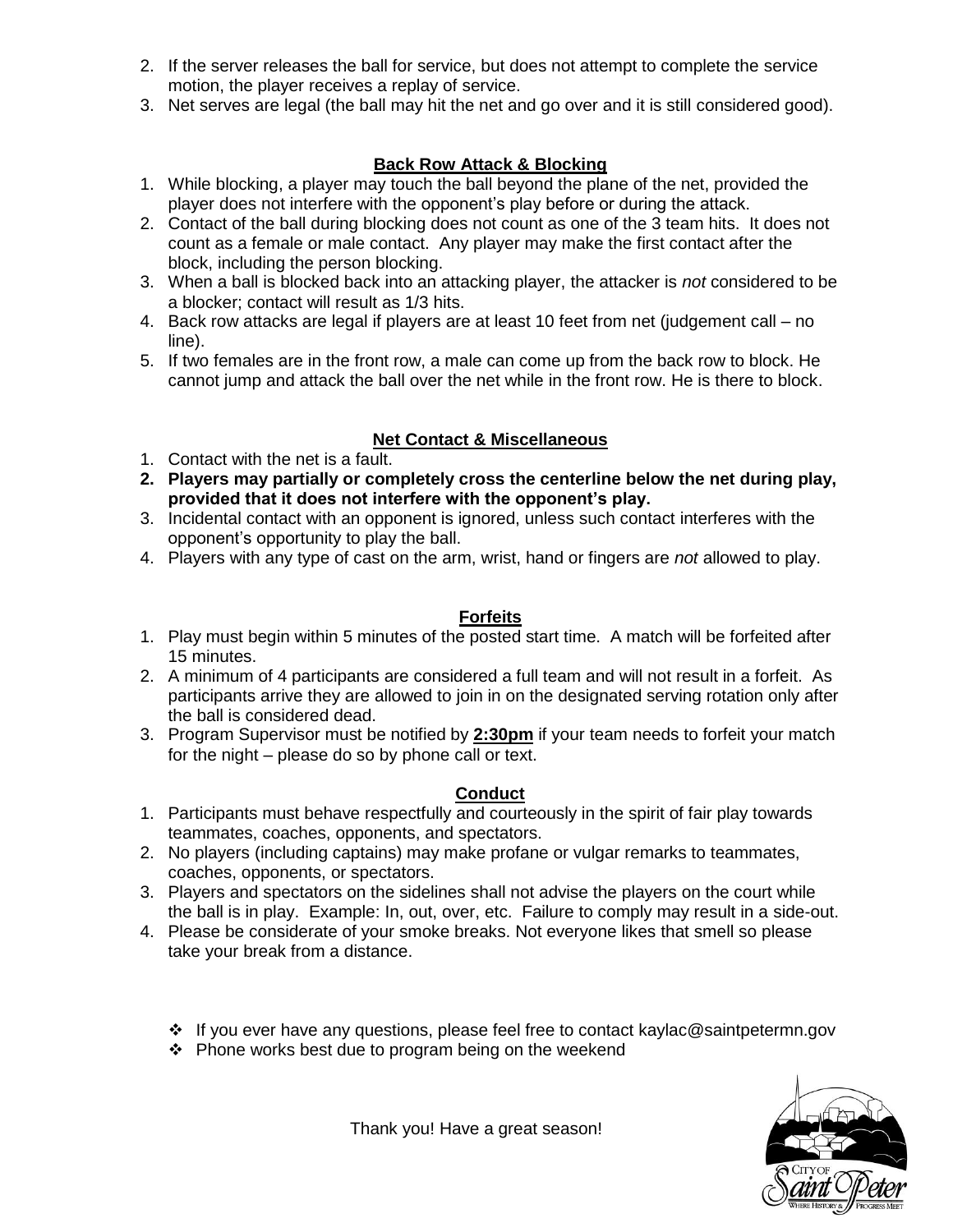2. If the server releases the ball for service, but does not attempt to complete the service motion, the player receives a replay of service.
3. Net serves are legal (the ball may hit the net and go over and it is still considered good).

## Back Row Attack & Blocking

1. While blocking, a player may touch the ball beyond the plane of the net, provided the player does not interfere with the opponent's play before or during the attack.
2. Contact of the ball during blocking does not count as one of the 3 team hits. It does not count as a female or male contact. Any player may make the first contact after the block, including the person blocking.
3. When a ball is blocked back into an attacking player, the attacker is *not* considered to be a blocker; contact will result as 1/3 hits.
4. Back row attacks are legal if players are at least 10 feet from net (judgement call – no line).
5. If two females are in the front row, a male can come up from the back row to block. He cannot jump and attack the ball over the net while in the front row. He is there to block.

## Net Contact & Miscellaneous

1. Contact with the net is a fault.
2. **Players may partially or completely cross the centerline below the net during play, provided that it does not interfere with the opponent's play.**
3. Incidental contact with an opponent is ignored, unless such contact interferes with the opponent's opportunity to play the ball.
4. Players with any type of cast on the arm, wrist, hand or fingers are *not* allowed to play.

## Forfeits

1. Play must begin within 5 minutes of the posted start time. A match will be forfeited after 15 minutes.
2. A minimum of 4 participants are considered a full team and will not result in a forfeit. As participants arrive they are allowed to join in on the designated serving rotation only after the ball is considered dead.
3. Program Supervisor must be notified by **2:30pm** if your team needs to forfeit your match for the night – please do so by phone call or text.

## Conduct

1. Participants must behave respectfully and courteously in the spirit of fair play towards teammates, coaches, opponents, and spectators.
2. No players (including captains) may make profane or vulgar remarks to teammates, coaches, opponents, or spectators.
3. Players and spectators on the sidelines shall not advise the players on the court while the ball is in play. Example: In, out, over, etc. Failure to comply may result in a side-out.
4. Please be considerate of your smoke breaks. Not everyone likes that smell so please take your break from a distance.

- If you ever have any questions, please feel free to contact kaylac@saintpetermn.gov
- Phone works best due to program being on the weekend

Thank you! Have a great season!

City of Saint Peter
Where History & Progress Meet